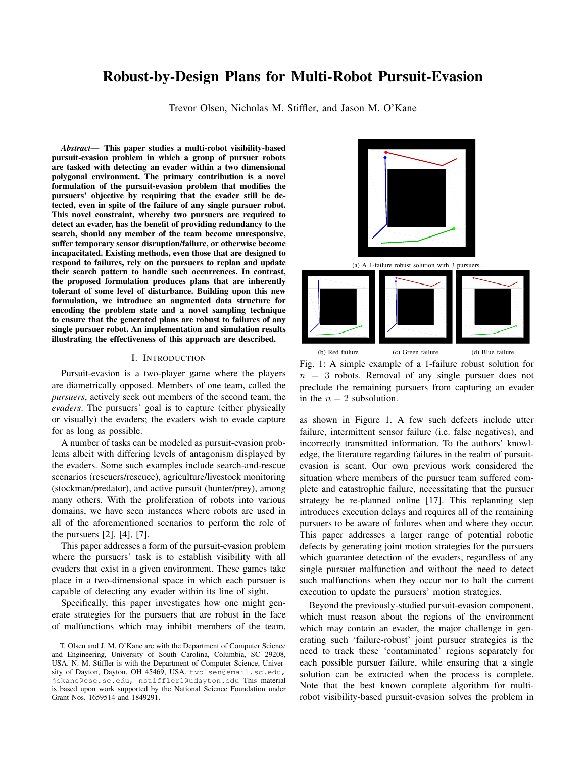# Robust-by-Design Plans for Multi-Robot Pursuit-Evasion

Trevor Olsen, Nicholas M. Stiffler, and Jason M. O'Kane

***Abstract*— This paper studies a multi-robot visibility-based pursuit-evasion problem in which a group of pursuer robots are tasked with detecting an evader within a two dimensional polygonal environment. The primary contribution is a novel formulation of the pursuit-evasion problem that modifies the pursuers' objective by requiring that the evader still be detected, even in spite of the failure of any single pursuer robot. This novel constraint, whereby two pursuers are required to detect an evader, has the benefit of providing redundancy to the search, should any member of the team become unresponsive, suffer temporary sensor disruption/failure, or otherwise become incapacitated. Existing methods, even those that are designed to respond to failures, rely on the pursuers to replan and update their search pattern to handle such occurrences. In contrast, the proposed formulation produces plans that are inherently tolerant of some level of disturbance. Building upon this new formulation, we introduce an augmented data structure for encoding the problem state and a novel sampling technique to ensure that the generated plans are robust to failures of any single pursuer robot. An implementation and simulation results illustrating the effectiveness of this approach are described.**

## I. Introduction

Pursuit-evasion is a two-player game where the players are diametrically opposed. Members of one team, called the *pursuers*, actively seek out members of the second team, the *evaders*. The pursuers' goal is to capture (either physically or visually) the evaders; the evaders wish to evade capture for as long as possible.

A number of tasks can be modeled as pursuit-evasion problems albeit with differing levels of antagonism displayed by the evaders. Some such examples include search-and-rescue scenarios (rescuers/rescuee), agriculture/livestock monitoring (stockman/predator), and active pursuit (hunter/prey), among many others. With the proliferation of robots into various domains, we have seen instances where robots are used in all of the aforementioned scenarios to perform the role of the pursuers [2], [4], [7].

This paper addresses a form of the pursuit-evasion problem where the pursuers' task is to establish visibility with all evaders that exist in a given environment. These games take place in a two-dimensional space in which each pursuer is capable of detecting any evader within its line of sight.

Specifically, this paper investigates how one might generate strategies for the pursuers that are robust in the face of malfunctions which may inhibit members of the team, as shown in Figure 1. A few such defects include utter failure, intermittent sensor failure (i.e. false negatives), and incorrectly transmitted information. To the authors' knowledge, the literature regarding failures in the realm of pursuit-evasion is scant. Our own previous work considered the situation where members of the pursuer team suffered complete and catastrophic failure, necessitating that the pursuer strategy be re-planned online [17]. This replanning step introduces execution delays and requires all of the remaining pursuers to be aware of failures when and where they occur. This paper addresses a larger range of potential robotic defects by generating joint motion strategies for the pursuers which guarantee detection of the evaders, regardless of any single pursuer malfunction and without the need to detect such malfunctions when they occur nor to halt the current execution to update the pursuers' motion strategies.

(a) A 1-failure robust solution with 3 pursuers.

(b) Red failure (c) Green failure (d) Blue failure

Fig. 1: A simple example of a 1-failure robust solution for $n = 3$ robots. Removal of any single pursuer does not preclude the remaining pursuers from capturing an evader in the $n = 2$ subsolution.

Beyond the previously-studied pursuit-evasion component, which must reason about the regions of the environment which may contain an evader, the major challenge in generating such 'failure-robust' joint pursuer strategies is the need to track these 'contaminated' regions separately for each possible pursuer failure, while ensuring that a single solution can be extracted when the process is complete. Note that the best known complete algorithm for multi-robot visibility-based pursuit-evasion solves the problem in

T. Olsen and J. M. O'Kane are with the Department of Computer Science and Engineering, University of South Carolina, Columbia, SC 29208, USA. N. M. Stiffler is with the Department of Computer Science, University of Dayton, Dayton, OH 45469, USA. tvolsen@email.sc.edu, jokane@cse.sc.edu, nstiffler1@udayton.edu This material is based upon work supported by the National Science Foundation under Grant Nos. 1659514 and 1849291.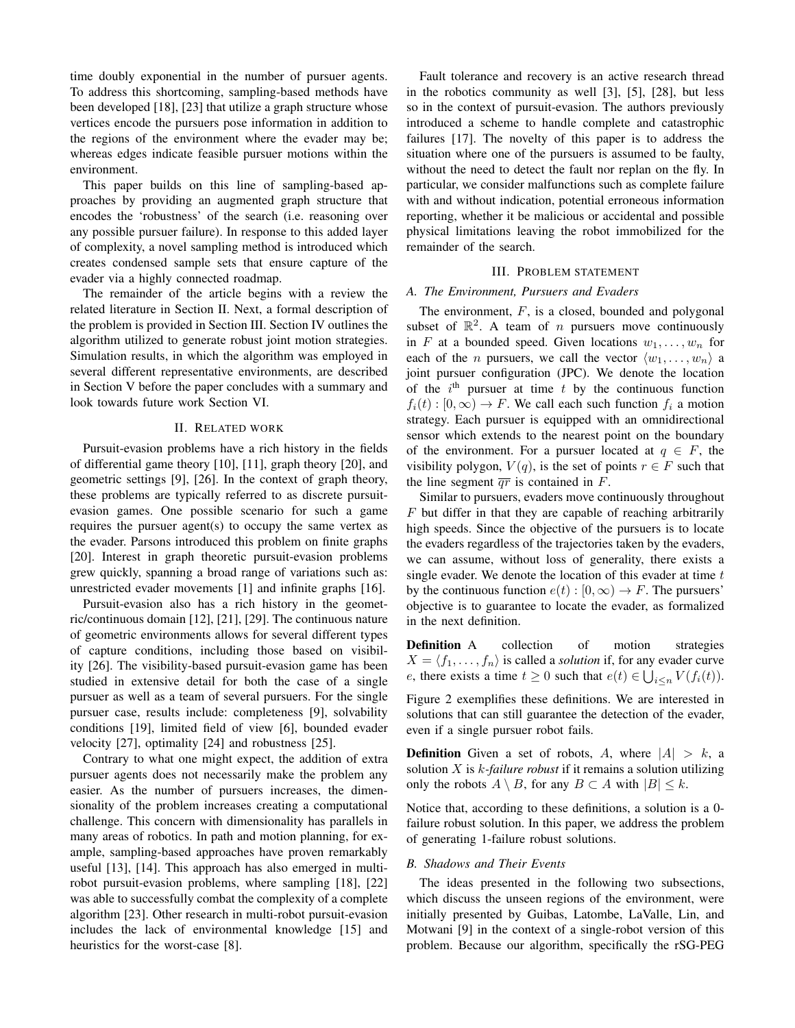time doubly exponential in the number of pursuer agents. To address this shortcoming, sampling-based methods have been developed [18], [23] that utilize a graph structure whose vertices encode the pursuers pose information in addition to the regions of the environment where the evader may be; whereas edges indicate feasible pursuer motions within the environment.

This paper builds on this line of sampling-based approaches by providing an augmented graph structure that encodes the 'robustness' of the search (i.e. reasoning over any possible pursuer failure). In response to this added layer of complexity, a novel sampling method is introduced which creates condensed sample sets that ensure capture of the evader via a highly connected roadmap.

The remainder of the article begins with a review the related literature in Section II. Next, a formal description of the problem is provided in Section III. Section IV outlines the algorithm utilized to generate robust joint motion strategies. Simulation results, in which the algorithm was employed in several different representative environments, are described in Section V before the paper concludes with a summary and look towards future work Section VI.

## II. Related work

Pursuit-evasion problems have a rich history in the fields of differential game theory [10], [11], graph theory [20], and geometric settings [9], [26]. In the context of graph theory, these problems are typically referred to as discrete pursuit-evasion games. One possible scenario for such a game requires the pursuer agent(s) to occupy the same vertex as the evader. Parsons introduced this problem on finite graphs [20]. Interest in graph theoretic pursuit-evasion problems grew quickly, spanning a broad range of variations such as: unrestricted evader movements [1] and infinite graphs [16].

Pursuit-evasion also has a rich history in the geometric/continuous domain [12], [21], [29]. The continuous nature of geometric environments allows for several different types of capture conditions, including those based on visibility [26]. The visibility-based pursuit-evasion game has been studied in extensive detail for both the case of a single pursuer as well as a team of several pursuers. For the single pursuer case, results include: completeness [9], solvability conditions [19], limited field of view [6], bounded evader velocity [27], optimality [24] and robustness [25].

Contrary to what one might expect, the addition of extra pursuer agents does not necessarily make the problem any easier. As the number of pursuers increases, the dimensionality of the problem increases creating a computational challenge. This concern with dimensionality has parallels in many areas of robotics. In path and motion planning, for example, sampling-based approaches have proven remarkably useful [13], [14]. This approach has also emerged in multi-robot pursuit-evasion problems, where sampling [18], [22] was able to successfully combat the complexity of a complete algorithm [23]. Other research in multi-robot pursuit-evasion includes the lack of environmental knowledge [15] and heuristics for the worst-case [8].

Fault tolerance and recovery is an active research thread in the robotics community as well [3], [5], [28], but less so in the context of pursuit-evasion. The authors previously introduced a scheme to handle complete and catastrophic failures [17]. The novelty of this paper is to address the situation where one of the pursuers is assumed to be faulty, without the need to detect the fault nor replan on the fly. In particular, we consider malfunctions such as complete failure with and without indication, potential erroneous information reporting, whether it be malicious or accidental and possible physical limitations leaving the robot immobilized for the remainder of the search.

## III. Problem statement

### A. The Environment, Pursuers and Evaders

The environment, $F$, is a closed, bounded and polygonal subset of $\mathbb{R}^2$. A team of $n$ pursuers move continuously in $F$ at a bounded speed. Given locations $w_1, \ldots, w_n$ for each of the $n$ pursuers, we call the vector $\langle w_1, \ldots, w_n \rangle$ a joint pursuer configuration (JPC). We denote the location of the $i^{\text{th}}$ pursuer at time $t$ by the continuous function $f_i(t) : [0, \infty) \to F$. We call each such function $f_i$ a motion strategy. Each pursuer is equipped with an omnidirectional sensor which extends to the nearest point on the boundary of the environment. For a pursuer located at $q \in F$, the visibility polygon, $V(q)$, is the set of points $r \in F$ such that the line segment $\overline{qr}$ is contained in $F$.

Similar to pursuers, evaders move continuously throughout $F$ but differ in that they are capable of reaching arbitrarily high speeds. Since the objective of the pursuers is to locate the evaders regardless of the trajectories taken by the evaders, we can assume, without loss of generality, there exists a single evader. We denote the location of this evader at time $t$ by the continuous function $e(t) : [0, \infty) \to F$. The pursuers' objective is to guarantee to locate the evader, as formalized in the next definition.

**Definition** A collection of motion strategies $X = \langle f_1, \ldots, f_n \rangle$ is called a *solution* if, for any evader curve $e$, there exists a time $t \geq 0$ such that $e(t) \in \bigcup_{i \leq n} V(f_i(t))$.

Figure 2 exemplifies these definitions. We are interested in solutions that can still guarantee the detection of the evader, even if a single pursuer robot fails.

**Definition** Given a set of robots, $A$, where $|A| > k$, a solution $X$ is *k-failure robust* if it remains a solution utilizing only the robots $A \setminus B$, for any $B \subset A$ with $|B| \leq k$.

Notice that, according to these definitions, a solution is a 0-failure robust solution. In this paper, we address the problem of generating 1-failure robust solutions.

### B. Shadows and Their Events

The ideas presented in the following two subsections, which discuss the unseen regions of the environment, were initially presented by Guibas, Latombe, LaValle, Lin, and Motwani [9] in the context of a single-robot version of this problem. Because our algorithm, specifically the rSG-PEG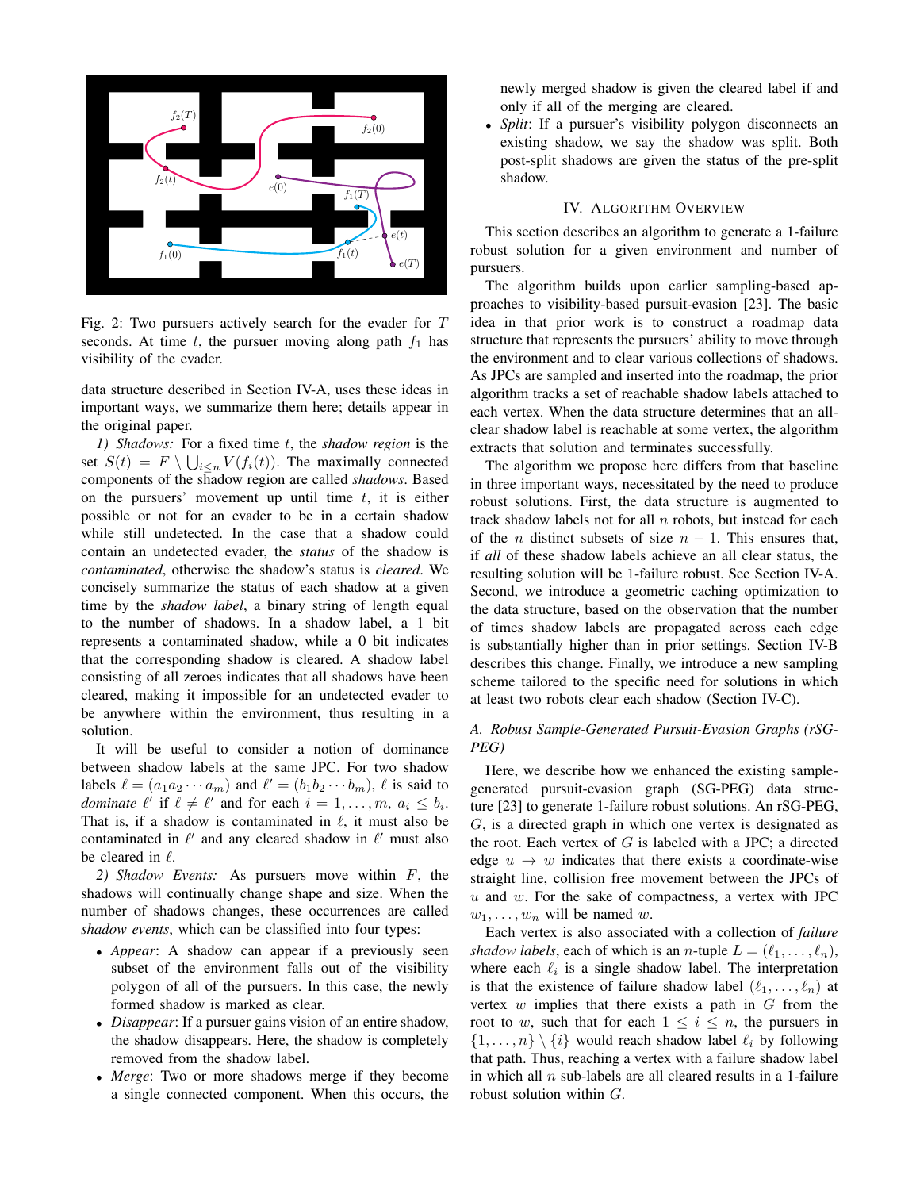Fig. 2: Two pursuers actively search for the evader for $T$ seconds. At time $t$, the pursuer moving along path $f_1$ has visibility of the evader.

data structure described in Section IV-A, uses these ideas in important ways, we summarize them here; details appear in the original paper.

*1) Shadows:* For a fixed time $t$, the *shadow region* is the set $S(t) = F \setminus \bigcup_{i \le n} V(f_i(t))$. The maximally connected components of the shadow region are called *shadows*. Based on the pursuers' movement up until time $t$, it is either possible or not for an evader to be in a certain shadow while still undetected. In the case that a shadow could contain an undetected evader, the *status* of the shadow is *contaminated*, otherwise the shadow's status is *cleared*. We concisely summarize the status of each shadow at a given time by the *shadow label*, a binary string of length equal to the number of shadows. In a shadow label, a 1 bit represents a contaminated shadow, while a 0 bit indicates that the corresponding shadow is cleared. A shadow label consisting of all zeroes indicates that all shadows have been cleared, making it impossible for an undetected evader to be anywhere within the environment, thus resulting in a solution.

It will be useful to consider a notion of dominance between shadow labels at the same JPC. For two shadow labels $\ell = (a_1 a_2 \cdots a_m)$ and $\ell' = (b_1 b_2 \cdots b_m)$, $\ell$ is said to *dominate* $\ell'$ if $\ell \neq \ell'$ and for each $i = 1, \ldots, m$, $a_i \le b_i$. That is, if a shadow is contaminated in $\ell$, it must also be contaminated in $\ell'$ and any cleared shadow in $\ell'$ must also be cleared in $\ell$.

*2) Shadow Events:* As pursuers move within $F$, the shadows will continually change shape and size. When the number of shadows changes, these occurrences are called *shadow events*, which can be classified into four types:

- *Appear*: A shadow can appear if a previously seen subset of the environment falls out of the visibility polygon of all of the pursuers. In this case, the newly formed shadow is marked as clear.
- *Disappear*: If a pursuer gains vision of an entire shadow, the shadow disappears. Here, the shadow is completely removed from the shadow label.
- *Merge*: Two or more shadows merge if they become a single connected component. When this occurs, the newly merged shadow is given the cleared label if and only if all of the merging are cleared.
- *Split*: If a pursuer's visibility polygon disconnects an existing shadow, we say the shadow was split. Both post-split shadows are given the status of the pre-split shadow.

## IV. Algorithm Overview

This section describes an algorithm to generate a 1-failure robust solution for a given environment and number of pursuers.

The algorithm builds upon earlier sampling-based approaches to visibility-based pursuit-evasion [23]. The basic idea in that prior work is to construct a roadmap data structure that represents the pursuers' ability to move through the environment and to clear various collections of shadows. As JPCs are sampled and inserted into the roadmap, the prior algorithm tracks a set of reachable shadow labels attached to each vertex. When the data structure determines that an all-clear shadow label is reachable at some vertex, the algorithm extracts that solution and terminates successfully.

The algorithm we propose here differs from that baseline in three important ways, necessitated by the need to produce robust solutions. First, the data structure is augmented to track shadow labels not for all $n$ robots, but instead for each of the $n$ distinct subsets of size $n-1$. This ensures that, if *all* of these shadow labels achieve an all clear status, the resulting solution will be 1-failure robust. See Section IV-A. Second, we introduce a geometric caching optimization to the data structure, based on the observation that the number of times shadow labels are propagated across each edge is substantially higher than in prior settings. Section IV-B describes this change. Finally, we introduce a new sampling scheme tailored to the specific need for solutions in which at least two robots clear each shadow (Section IV-C).

### A. Robust Sample-Generated Pursuit-Evasion Graphs (rSG-PEG)

Here, we describe how we enhanced the existing sample-generated pursuit-evasion graph (SG-PEG) data structure [23] to generate 1-failure robust solutions. An rSG-PEG, $G$, is a directed graph in which one vertex is designated as the root. Each vertex of $G$ is labeled with a JPC; a directed edge $u \to w$ indicates that there exists a coordinate-wise straight line, collision free movement between the JPCs of $u$ and $w$. For the sake of compactness, a vertex with JPC $w_1, \ldots, w_n$ will be named $w$.

Each vertex is also associated with a collection of *failure shadow labels*, each of which is an $n$-tuple $L = (\ell_1, \ldots, \ell_n)$, where each $\ell_i$ is a single shadow label. The interpretation is that the existence of failure shadow label $(\ell_1, \ldots, \ell_n)$ at vertex $w$ implies that there exists a path in $G$ from the root to $w$, such that for each $1 \le i \le n$, the pursuers in $\{1, \ldots, n\} \setminus \{i\}$ would reach shadow label $\ell_i$ by following that path. Thus, reaching a vertex with a failure shadow label in which all $n$ sub-labels are all cleared results in a 1-failure robust solution within $G$.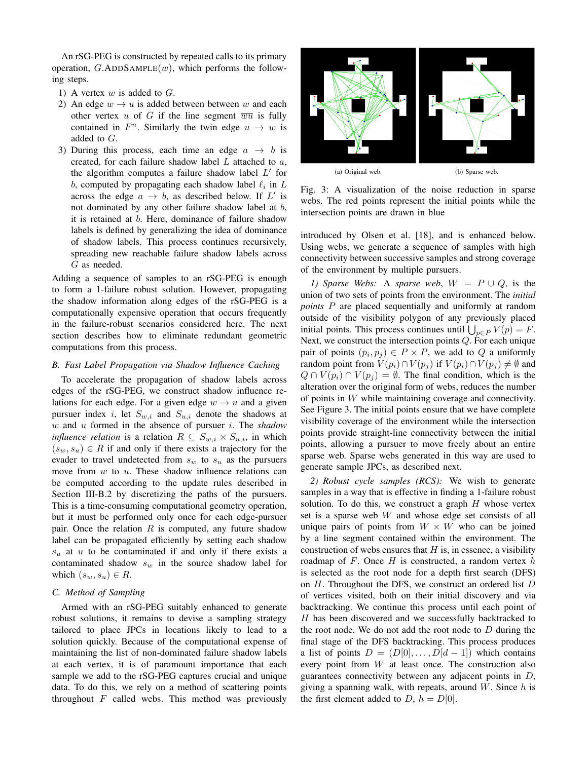An rSG-PEG is constructed by repeated calls to its primary operation, $G.\text{ADDSAMPLE}(w)$, which performs the following steps.

1) A vertex $w$ is added to $G$.
2) An edge $w \to u$ is added between between $w$ and each other vertex $u$ of $G$ if the line segment $\overline{wu}$ is fully contained in $F^n$. Similarly the twin edge $u \to w$ is added to $G$.
3) During this process, each time an edge $a \to b$ is created, for each failure shadow label $L$ attached to $a$, the algorithm computes a failure shadow label $L'$ for $b$, computed by propagating each shadow label $\ell_i$ in $L$ across the edge $a \to b$, as described below. If $L'$ is not dominated by any other failure shadow label at $b$, it is retained at $b$. Here, dominance of failure shadow labels is defined by generalizing the idea of dominance of shadow labels. This process continues recursively, spreading new reachable failure shadow labels across $G$ as needed.

Adding a sequence of samples to an rSG-PEG is enough to form a 1-failure robust solution. However, propagating the shadow information along edges of the rSG-PEG is a computationally expensive operation that occurs frequently in the failure-robust scenarios considered here. The next section describes how to eliminate redundant geometric computations from this process.

### B. Fast Label Propagation via Shadow Influence Caching

To accelerate the propagation of shadow labels across edges of the rSG-PEG, we construct shadow influence relations for each edge. For a given edge $w \to u$ and a given pursuer index $i$, let $S_{w,i}$ and $S_{u,i}$ denote the shadows at $w$ and $u$ formed in the absence of pursuer $i$. The *shadow influence relation* is a relation $R \subseteq S_{w,i} \times S_{u,i}$, in which $(s_w, s_u) \in R$ if and only if there exists a trajectory for the evader to travel undetected from $s_w$ to $s_u$ as the pursuers move from $w$ to $u$. These shadow influence relations can be computed according to the update rules described in Section III-B.2 by discretizing the paths of the pursuers. This is a time-consuming computational geometry operation, but it must be performed only once for each edge-pursuer pair. Once the relation $R$ is computed, any future shadow label can be propagated efficiently by setting each shadow $s_u$ at $u$ to be contaminated if and only if there exists a contaminated shadow $s_w$ in the source shadow label for which $(s_w, s_u) \in R$.

### C. Method of Sampling

Armed with an rSG-PEG suitably enhanced to generate robust solutions, it remains to devise a sampling strategy tailored to place JPCs in locations likely to lead to a solution quickly. Because of the computational expense of maintaining the list of non-dominated failure shadow labels at each vertex, it is of paramount importance that each sample we add to the rSG-PEG captures crucial and unique data. To do this, we rely on a method of scattering points throughout $F$ called webs. This method was previously introduced by Olsen et al. [18], and is enhanced below. Using webs, we generate a sequence of samples with high connectivity between successive samples and strong coverage of the environment by multiple pursuers.

(a) Original web. (b) Sparse web.

Fig. 3: A visualization of the noise reduction in sparse webs. The red points represent the initial points while the intersection points are drawn in blue

*1) Sparse Webs:* A *sparse web*, $W = P \cup Q$, is the union of two sets of points from the environment. The *initial points* $P$ are placed sequentially and uniformly at random outside of the visibility polygon of any previously placed initial points. This process continues until $\bigcup_{p \in P} V(p) = F$. Next, we construct the intersection points $Q$. For each unique pair of points $(p_i, p_j) \in P \times P$, we add to $Q$ a uniformly random point from $V(p_i) \cap V(p_j)$ if $V(p_i) \cap V(p_j) \neq \emptyset$ and $Q \cap V(p_i) \cap V(p_j) = \emptyset$. The final condition, which is the alteration over the original form of webs, reduces the number of points in $W$ while maintaining coverage and connectivity. See Figure 3. The initial points ensure that we have complete visibility coverage of the environment while the intersection points provide straight-line connectivity between the initial points, allowing a pursuer to move freely about an entire sparse web. Sparse webs generated in this way are used to generate sample JPCs, as described next.

*2) Robust cycle samples (RCS):* We wish to generate samples in a way that is effective in finding a 1-failure robust solution. To do this, we construct a graph $H$ whose vertex set is a sparse web $W$ and whose edge set consists of all unique pairs of points from $W \times W$ who can be joined by a line segment contained within the environment. The construction of webs ensures that $H$ is, in essence, a visibility roadmap of $F$. Once $H$ is constructed, a random vertex $h$ is selected as the root node for a depth first search (DFS) on $H$. Throughout the DFS, we construct an ordered list $D$ of vertices visited, both on their initial discovery and via backtracking. We continue this process until each point of $H$ has been discovered and we successfully backtracked to the root node. We do not add the root node to $D$ during the final stage of the DFS backtracking. This process produces a list of points $D = (D[0], \ldots, D[d-1])$ which contains every point from $W$ at least once. The construction also guarantees connectivity between any adjacent points in $D$, giving a spanning walk, with repeats, around $W$. Since $h$ is the first element added to $D$, $h = D[0]$.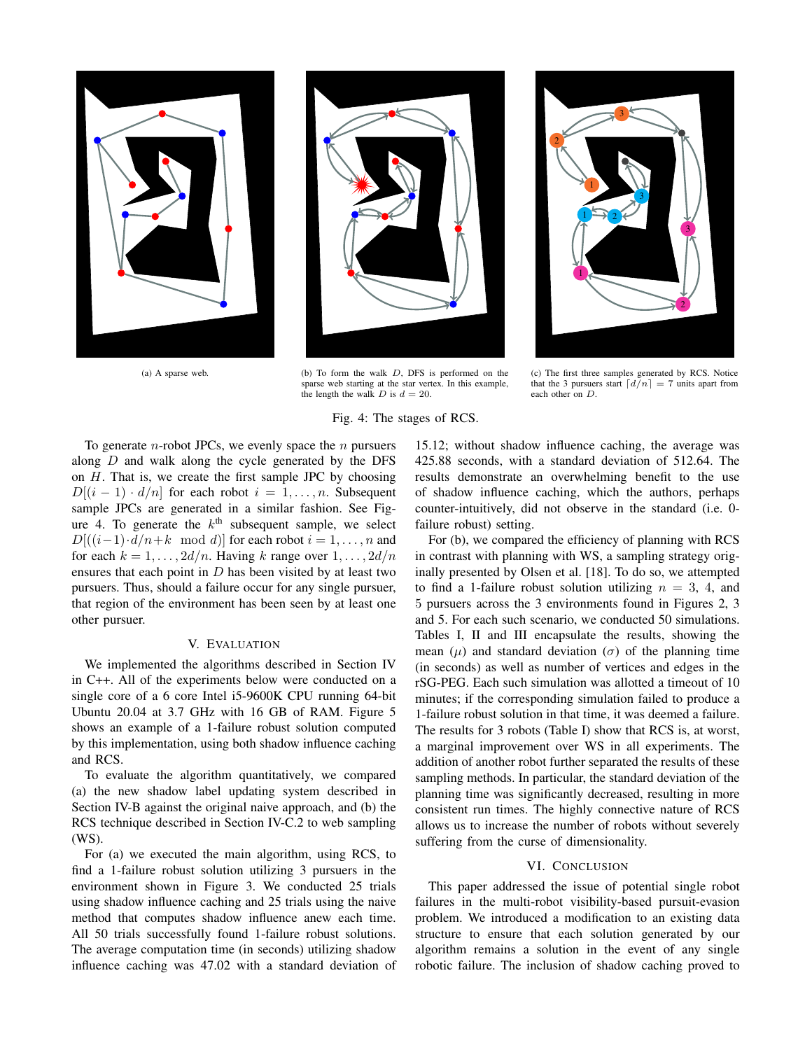(a) A sparse web.

(b) To form the walk $D$, DFS is performed on the sparse web starting at the star vertex. In this example, the length the walk $D$ is $d = 20$.

(c) The first three samples generated by RCS. Notice that the 3 pursuers start $\lceil d/n \rceil = 7$ units apart from each other on $D$.

Fig. 4: The stages of RCS.

To generate $n$-robot JPCs, we evenly space the $n$ pursuers along $D$ and walk along the cycle generated by the DFS on $H$. That is, we create the first sample JPC by choosing $D[(i-1) \cdot d/n]$ for each robot $i = 1, \ldots, n$. Subsequent sample JPCs are generated in a similar fashion. See Figure 4. To generate the $k^{\text{th}}$ subsequent sample, we select $D[((i-1) \cdot d/n + k \mod d)]$ for each robot $i = 1, \ldots, n$ and for each $k = 1, \ldots, 2d/n$. Having $k$ range over $1, \ldots, 2d/n$ ensures that each point in $D$ has been visited by at least two pursuers. Thus, should a failure occur for any single pursuer, that region of the environment has been seen by at least one other pursuer.

## V. Evaluation

We implemented the algorithms described in Section IV in C++. All of the experiments below were conducted on a single core of a 6 core Intel i5-9600K CPU running 64-bit Ubuntu 20.04 at 3.7 GHz with 16 GB of RAM. Figure 5 shows an example of a 1-failure robust solution computed by this implementation, using both shadow influence caching and RCS.

To evaluate the algorithm quantitatively, we compared (a) the new shadow label updating system described in Section IV-B against the original naive approach, and (b) the RCS technique described in Section IV-C.2 to web sampling (WS).

For (a) we executed the main algorithm, using RCS, to find a 1-failure robust solution utilizing 3 pursuers in the environment shown in Figure 3. We conducted 25 trials using shadow influence caching and 25 trials using the naive method that computes shadow influence anew each time. All 50 trials successfully found 1-failure robust solutions. The average computation time (in seconds) utilizing shadow influence caching was 47.02 with a standard deviation of 15.12; without shadow influence caching, the average was 425.88 seconds, with a standard deviation of 512.64. The results demonstrate an overwhelming benefit to the use of shadow influence caching, which the authors, perhaps counter-intuitively, did not observe in the standard (i.e. 0-failure robust) setting.

For (b), we compared the efficiency of planning with RCS in contrast with planning with WS, a sampling strategy originally presented by Olsen et al. [18]. To do so, we attempted to find a 1-failure robust solution utilizing $n = 3$, 4, and 5 pursuers across the 3 environments found in Figures 2, 3 and 5. For each such scenario, we conducted 50 simulations. Tables I, II and III encapsulate the results, showing the mean ($\mu$) and standard deviation ($\sigma$) of the planning time (in seconds) as well as number of vertices and edges in the rSG-PEG. Each such simulation was allotted a timeout of 10 minutes; if the corresponding simulation failed to produce a 1-failure robust solution in that time, it was deemed a failure. The results for 3 robots (Table I) show that RCS is, at worst, a marginal improvement over WS in all experiments. The addition of another robot further separated the results of these sampling methods. In particular, the standard deviation of the planning time was significantly decreased, resulting in more consistent run times. The highly connective nature of RCS allows us to increase the number of robots without severely suffering from the curse of dimensionality.

## VI. Conclusion

This paper addressed the issue of potential single robot failures in the multi-robot visibility-based pursuit-evasion problem. We introduced a modification to an existing data structure to ensure that each solution generated by our algorithm remains a solution in the event of any single robotic failure. The inclusion of shadow caching proved to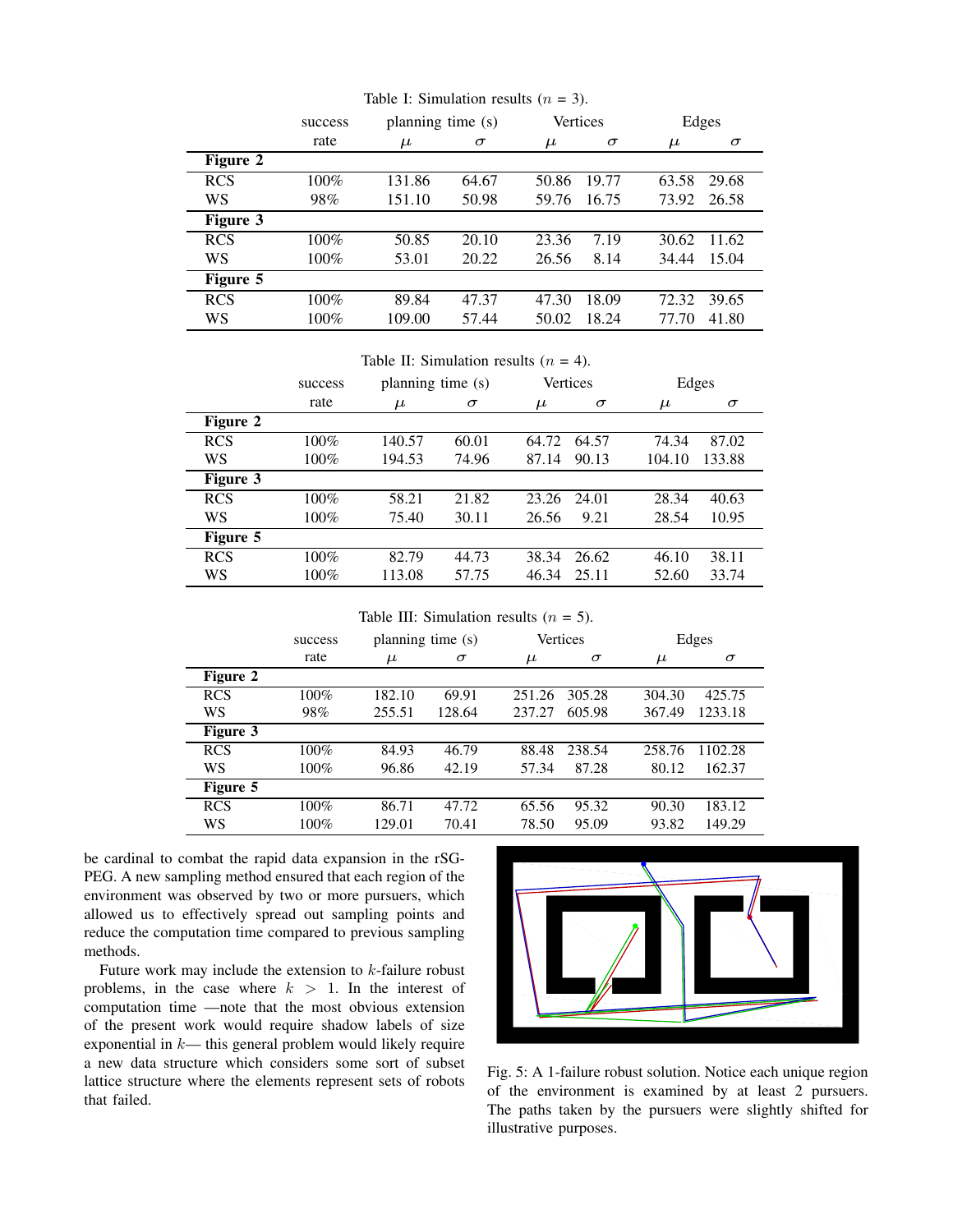Table I: Simulation results ($n$ = 3).

| | success | planning time (s) | | Vertices | | Edges | |
|---|---|---|---|---|---|---|---|
| | rate | $\mu$ | $\sigma$ | $\mu$ | $\sigma$ | $\mu$ | $\sigma$ |
| **Figure 2** | | | | | | | |
| RCS | 100% | 131.86 | 64.67 | 50.86 | 19.77 | 63.58 | 29.68 |
| WS | 98% | 151.10 | 50.98 | 59.76 | 16.75 | 73.92 | 26.58 |
| **Figure 3** | | | | | | | |
| RCS | 100% | 50.85 | 20.10 | 23.36 | 7.19 | 30.62 | 11.62 |
| WS | 100% | 53.01 | 20.22 | 26.56 | 8.14 | 34.44 | 15.04 |
| **Figure 5** | | | | | | | |
| RCS | 100% | 89.84 | 47.37 | 47.30 | 18.09 | 72.32 | 39.65 |
| WS | 100% | 109.00 | 57.44 | 50.02 | 18.24 | 77.70 | 41.80 |

Table II: Simulation results ($n$ = 4).

| | success | planning time (s) | | Vertices | | Edges | |
|---|---|---|---|---|---|---|---|
| | rate | $\mu$ | $\sigma$ | $\mu$ | $\sigma$ | $\mu$ | $\sigma$ |
| **Figure 2** | | | | | | | |
| RCS | 100% | 140.57 | 60.01 | 64.72 | 64.57 | 74.34 | 87.02 |
| WS | 100% | 194.53 | 74.96 | 87.14 | 90.13 | 104.10 | 133.88 |
| **Figure 3** | | | | | | | |
| RCS | 100% | 58.21 | 21.82 | 23.26 | 24.01 | 28.34 | 40.63 |
| WS | 100% | 75.40 | 30.11 | 26.56 | 9.21 | 28.54 | 10.95 |
| **Figure 5** | | | | | | | |
| RCS | 100% | 82.79 | 44.73 | 38.34 | 26.62 | 46.10 | 38.11 |
| WS | 100% | 113.08 | 57.75 | 46.34 | 25.11 | 52.60 | 33.74 |

Table III: Simulation results ($n$ = 5).

| | success | planning time (s) | | Vertices | | Edges | |
|---|---|---|---|---|---|---|---|
| | rate | $\mu$ | $\sigma$ | $\mu$ | $\sigma$ | $\mu$ | $\sigma$ |
| **Figure 2** | | | | | | | |
| RCS | 100% | 182.10 | 69.91 | 251.26 | 305.28 | 304.30 | 425.75 |
| WS | 98% | 255.51 | 128.64 | 237.27 | 605.98 | 367.49 | 1233.18 |
| **Figure 3** | | | | | | | |
| RCS | 100% | 84.93 | 46.79 | 88.48 | 238.54 | 258.76 | 1102.28 |
| WS | 100% | 96.86 | 42.19 | 57.34 | 87.28 | 80.12 | 162.37 |
| **Figure 5** | | | | | | | |
| RCS | 100% | 86.71 | 47.72 | 65.56 | 95.32 | 90.30 | 183.12 |
| WS | 100% | 129.01 | 70.41 | 78.50 | 95.09 | 93.82 | 149.29 |

be cardinal to combat the rapid data expansion in the rSG-PEG. A new sampling method ensured that each region of the environment was observed by two or more pursuers, which allowed us to effectively spread out sampling points and reduce the computation time compared to previous sampling methods.

Future work may include the extension to $k$-failure robust problems, in the case where $k > 1$. In the interest of computation time —note that the most obvious extension of the present work would require shadow labels of size exponential in $k$— this general problem would likely require a new data structure which considers some sort of subset lattice structure where the elements represent sets of robots that failed.

Fig. 5: A 1-failure robust solution. Notice each unique region of the environment is examined by at least 2 pursuers. The paths taken by the pursuers were slightly shifted for illustrative purposes.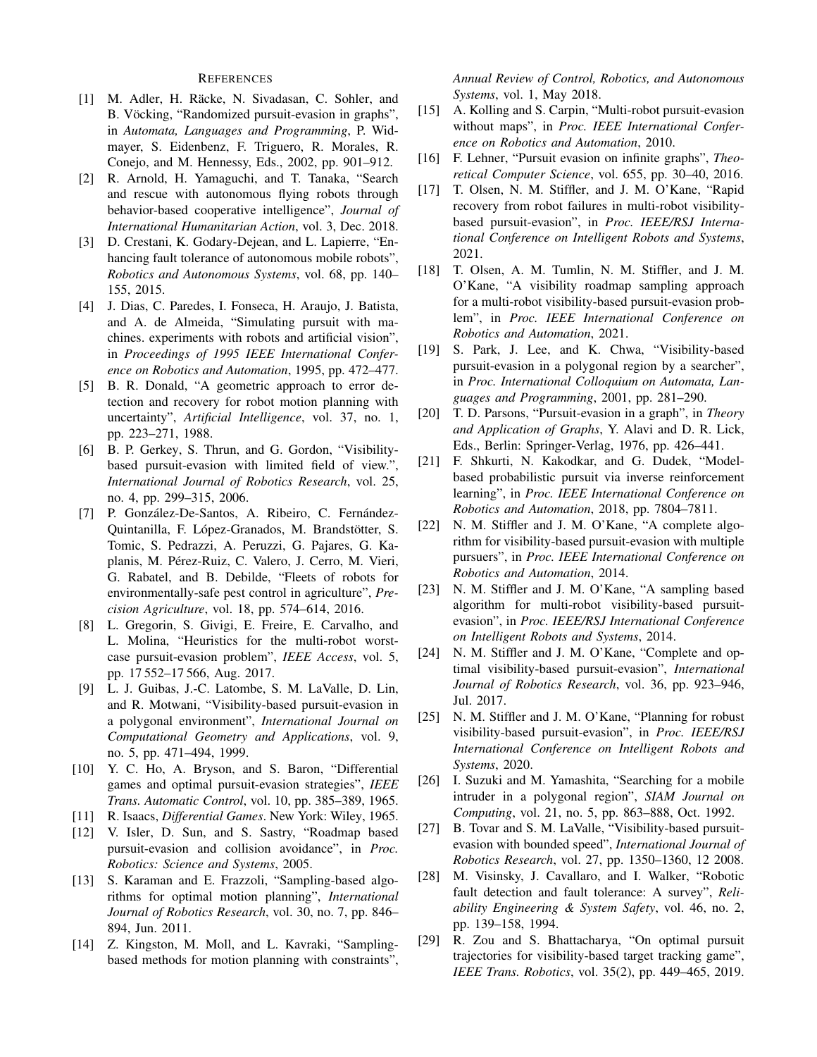## References

[1] M. Adler, H. Räcke, N. Sivadasan, C. Sohler, and B. Vöcking, "Randomized pursuit-evasion in graphs", in *Automata, Languages and Programming*, P. Widmayer, S. Eidenbenz, F. Triguero, R. Morales, R. Conejo, and M. Hennessy, Eds., 2002, pp. 901–912.

[2] R. Arnold, H. Yamaguchi, and T. Tanaka, "Search and rescue with autonomous flying robots through behavior-based cooperative intelligence", *Journal of International Humanitarian Action*, vol. 3, Dec. 2018.

[3] D. Crestani, K. Godary-Dejean, and L. Lapierre, "Enhancing fault tolerance of autonomous mobile robots", *Robotics and Autonomous Systems*, vol. 68, pp. 140–155, 2015.

[4] J. Dias, C. Paredes, I. Fonseca, H. Araujo, J. Batista, and A. de Almeida, "Simulating pursuit with machines. experiments with robots and artificial vision", in *Proceedings of 1995 IEEE International Conference on Robotics and Automation*, 1995, pp. 472–477.

[5] B. R. Donald, "A geometric approach to error detection and recovery for robot motion planning with uncertainty", *Artificial Intelligence*, vol. 37, no. 1, pp. 223–271, 1988.

[6] B. P. Gerkey, S. Thrun, and G. Gordon, "Visibility-based pursuit-evasion with limited field of view.", *International Journal of Robotics Research*, vol. 25, no. 4, pp. 299–315, 2006.

[7] P. González-De-Santos, A. Ribeiro, C. Fernández-Quintanilla, F. López-Granados, M. Brandstötter, S. Tomic, S. Pedrazzi, A. Peruzzi, G. Pajares, G. Kaplanis, M. Pérez-Ruiz, C. Valero, J. Cerro, M. Vieri, G. Rabatel, and B. Debilde, "Fleets of robots for environmentally-safe pest control in agriculture", *Precision Agriculture*, vol. 18, pp. 574–614, 2016.

[8] L. Gregorin, S. Givigi, E. Freire, E. Carvalho, and L. Molina, "Heuristics for the multi-robot worst-case pursuit-evasion problem", *IEEE Access*, vol. 5, pp. 17 552–17 566, Aug. 2017.

[9] L. J. Guibas, J.-C. Latombe, S. M. LaValle, D. Lin, and R. Motwani, "Visibility-based pursuit-evasion in a polygonal environment", *International Journal on Computational Geometry and Applications*, vol. 9, no. 5, pp. 471–494, 1999.

[10] Y. C. Ho, A. Bryson, and S. Baron, "Differential games and optimal pursuit-evasion strategies", *IEEE Trans. Automatic Control*, vol. 10, pp. 385–389, 1965.

[11] R. Isaacs, *Differential Games*. New York: Wiley, 1965.

[12] V. Isler, D. Sun, and S. Sastry, "Roadmap based pursuit-evasion and collision avoidance", in *Proc. Robotics: Science and Systems*, 2005.

[13] S. Karaman and E. Frazzoli, "Sampling-based algorithms for optimal motion planning", *International Journal of Robotics Research*, vol. 30, no. 7, pp. 846–894, Jun. 2011.

[14] Z. Kingston, M. Moll, and L. Kavraki, "Sampling-based methods for motion planning with constraints", *Annual Review of Control, Robotics, and Autonomous Systems*, vol. 1, May 2018.

[15] A. Kolling and S. Carpin, "Multi-robot pursuit-evasion without maps", in *Proc. IEEE International Conference on Robotics and Automation*, 2010.

[16] F. Lehner, "Pursuit evasion on infinite graphs", *Theoretical Computer Science*, vol. 655, pp. 30–40, 2016.

[17] T. Olsen, N. M. Stiffler, and J. M. O'Kane, "Rapid recovery from robot failures in multi-robot visibility-based pursuit-evasion", in *Proc. IEEE/RSJ International Conference on Intelligent Robots and Systems*, 2021.

[18] T. Olsen, A. M. Tumlin, N. M. Stiffler, and J. M. O'Kane, "A visibility roadmap sampling approach for a multi-robot visibility-based pursuit-evasion problem", in *Proc. IEEE International Conference on Robotics and Automation*, 2021.

[19] S. Park, J. Lee, and K. Chwa, "Visibility-based pursuit-evasion in a polygonal region by a searcher", in *Proc. International Colloquium on Automata, Languages and Programming*, 2001, pp. 281–290.

[20] T. D. Parsons, "Pursuit-evasion in a graph", in *Theory and Application of Graphs*, Y. Alavi and D. R. Lick, Eds., Berlin: Springer-Verlag, 1976, pp. 426–441.

[21] F. Shkurti, N. Kakodkar, and G. Dudek, "Model-based probabilistic pursuit via inverse reinforcement learning", in *Proc. IEEE International Conference on Robotics and Automation*, 2018, pp. 7804–7811.

[22] N. M. Stiffler and J. M. O'Kane, "A complete algorithm for visibility-based pursuit-evasion with multiple pursuers", in *Proc. IEEE International Conference on Robotics and Automation*, 2014.

[23] N. M. Stiffler and J. M. O'Kane, "A sampling based algorithm for multi-robot visibility-based pursuit-evasion", in *Proc. IEEE/RSJ International Conference on Intelligent Robots and Systems*, 2014.

[24] N. M. Stiffler and J. M. O'Kane, "Complete and optimal visibility-based pursuit-evasion", *International Journal of Robotics Research*, vol. 36, pp. 923–946, Jul. 2017.

[25] N. M. Stiffler and J. M. O'Kane, "Planning for robust visibility-based pursuit-evasion", in *Proc. IEEE/RSJ International Conference on Intelligent Robots and Systems*, 2020.

[26] I. Suzuki and M. Yamashita, "Searching for a mobile intruder in a polygonal region", *SIAM Journal on Computing*, vol. 21, no. 5, pp. 863–888, Oct. 1992.

[27] B. Tovar and S. M. LaValle, "Visibility-based pursuit-evasion with bounded speed", *International Journal of Robotics Research*, vol. 27, pp. 1350–1360, 12 2008.

[28] M. Visinsky, J. Cavallaro, and I. Walker, "Robotic fault detection and fault tolerance: A survey", *Reliability Engineering & System Safety*, vol. 46, no. 2, pp. 139–158, 1994.

[29] R. Zou and S. Bhattacharya, "On optimal pursuit trajectories for visibility-based target tracking game", *IEEE Trans. Robotics*, vol. 35(2), pp. 449–465, 2019.